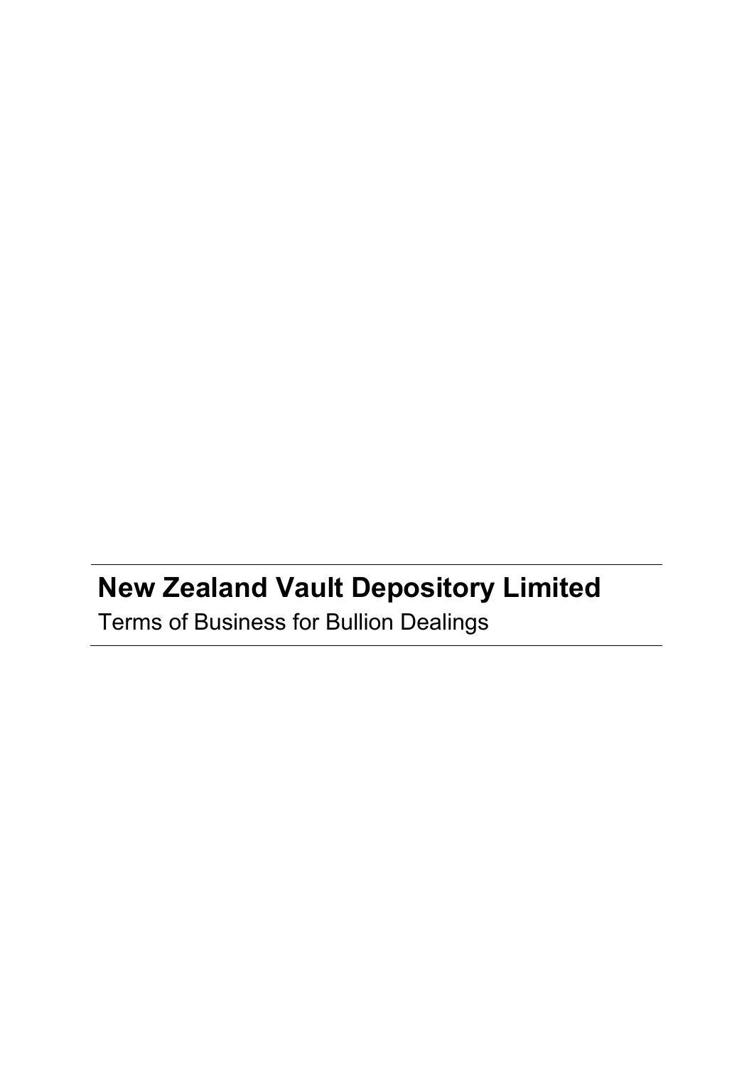# New Zealand Vault Depository Limited

Terms of Business for Bullion Dealings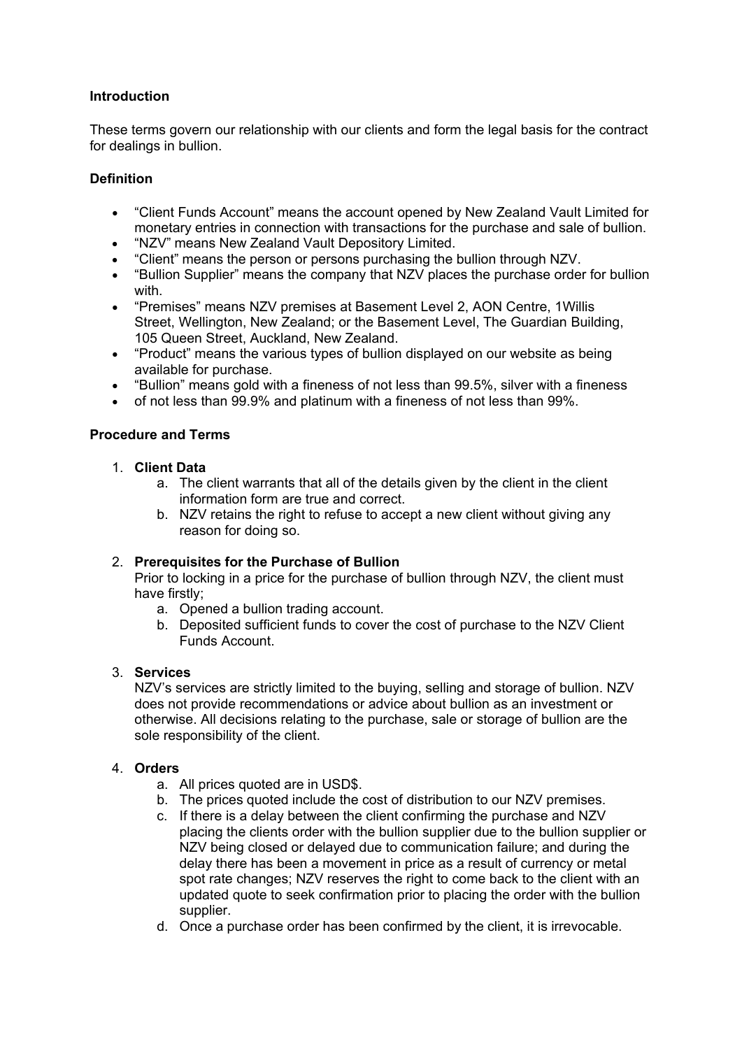**Introduction**

These terms govern our relationship with our clients and form the legal basis for the contract for dealings in bullion.

**Definition**

- "Client Funds Account" means the account opened by New Zealand Vault Limited for monetary entries in connection with transactions for the purchase and sale of bullion.
- "NZV" means New Zealand Vault Depository Limited.
- "Client" means the person or persons purchasing the bullion through NZV.
- "Bullion Supplier" means the company that NZV places the purchase order for bullion with.
- "Premises" means NZV premises at Basement Level 2, AON Centre, 1Willis Street, Wellington, New Zealand; or the Basement Level, The Guardian Building, 105 Queen Street, Auckland, New Zealand.
- "Product" means the various types of bullion displayed on our website as being available for purchase.
- "Bullion" means gold with a fineness of not less than 99.5%, silver with a fineness
- of not less than 99.9% and platinum with a fineness of not less than 99%.

**Procedure and Terms**

1. **Client Data**
   a. The client warrants that all of the details given by the client in the client information form are true and correct.
   b. NZV retains the right to refuse to accept a new client without giving any reason for doing so.

2. **Prerequisites for the Purchase of Bullion**
   Prior to locking in a price for the purchase of bullion through NZV, the client must have firstly;
   a. Opened a bullion trading account.
   b. Deposited sufficient funds to cover the cost of purchase to the NZV Client Funds Account.

3. **Services**
   NZV's services are strictly limited to the buying, selling and storage of bullion. NZV does not provide recommendations or advice about bullion as an investment or otherwise. All decisions relating to the purchase, sale or storage of bullion are the sole responsibility of the client.

4. **Orders**
   a. All prices quoted are in USD$.
   b. The prices quoted include the cost of distribution to our NZV premises.
   c. If there is a delay between the client confirming the purchase and NZV placing the clients order with the bullion supplier due to the bullion supplier or NZV being closed or delayed due to communication failure; and during the delay there has been a movement in price as a result of currency or metal spot rate changes; NZV reserves the right to come back to the client with an updated quote to seek confirmation prior to placing the order with the bullion supplier.
   d. Once a purchase order has been confirmed by the client, it is irrevocable.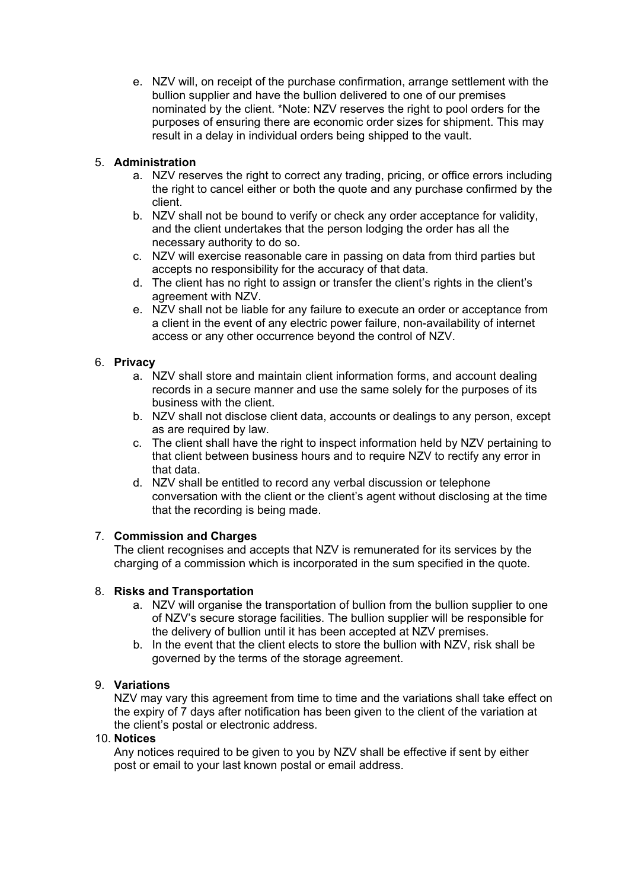e. NZV will, on receipt of the purchase confirmation, arrange settlement with the bullion supplier and have the bullion delivered to one of our premises nominated by the client. *Note: NZV reserves the right to pool orders for the purposes of ensuring there are economic order sizes for shipment. This may result in a delay in individual orders being shipped to the vault.

5. **Administration**
    a. NZV reserves the right to correct any trading, pricing, or office errors including the right to cancel either or both the quote and any purchase confirmed by the client.
    b. NZV shall not be bound to verify or check any order acceptance for validity, and the client undertakes that the person lodging the order has all the necessary authority to do so.
    c. NZV will exercise reasonable care in passing on data from third parties but accepts no responsibility for the accuracy of that data.
    d. The client has no right to assign or transfer the client's rights in the client's agreement with NZV.
    e. NZV shall not be liable for any failure to execute an order or acceptance from a client in the event of any electric power failure, non-availability of internet access or any other occurrence beyond the control of NZV.

6. **Privacy**
    a. NZV shall store and maintain client information forms, and account dealing records in a secure manner and use the same solely for the purposes of its business with the client.
    b. NZV shall not disclose client data, accounts or dealings to any person, except as are required by law.
    c. The client shall have the right to inspect information held by NZV pertaining to that client between business hours and to require NZV to rectify any error in that data.
    d. NZV shall be entitled to record any verbal discussion or telephone conversation with the client or the client's agent without disclosing at the time that the recording is being made.

7. **Commission and Charges**
   The client recognises and accepts that NZV is remunerated for its services by the charging of a commission which is incorporated in the sum specified in the quote.

8. **Risks and Transportation**
    a. NZV will organise the transportation of bullion from the bullion supplier to one of NZV's secure storage facilities. The bullion supplier will be responsible for the delivery of bullion until it has been accepted at NZV premises.
    b. In the event that the client elects to store the bullion with NZV, risk shall be governed by the terms of the storage agreement.

9. **Variations**
   NZV may vary this agreement from time to time and the variations shall take effect on the expiry of 7 days after notification has been given to the client of the variation at the client's postal or electronic address.

10. **Notices**
    Any notices required to be given to you by NZV shall be effective if sent by either post or email to your last known postal or email address.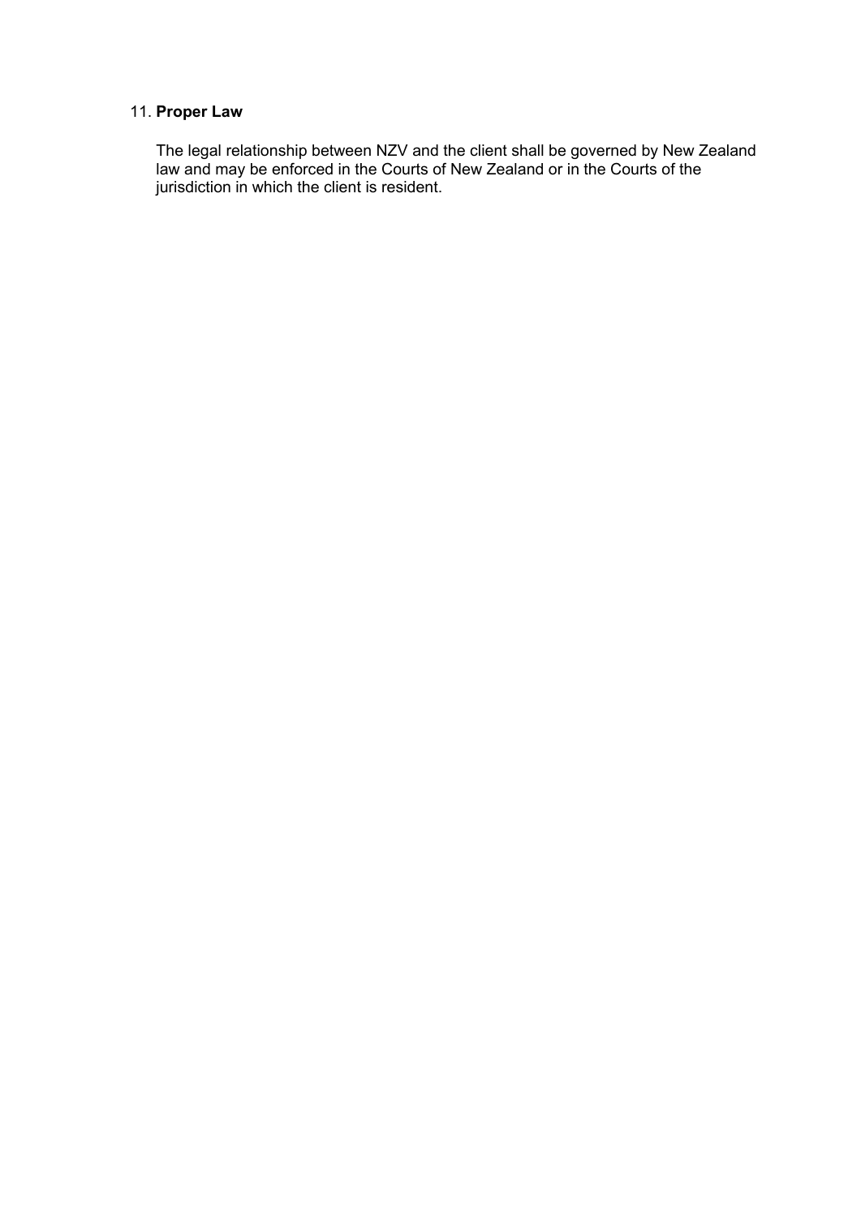11. **Proper Law**

 The legal relationship between NZV and the client shall be governed by New Zealand law and may be enforced in the Courts of New Zealand or in the Courts of the jurisdiction in which the client is resident.